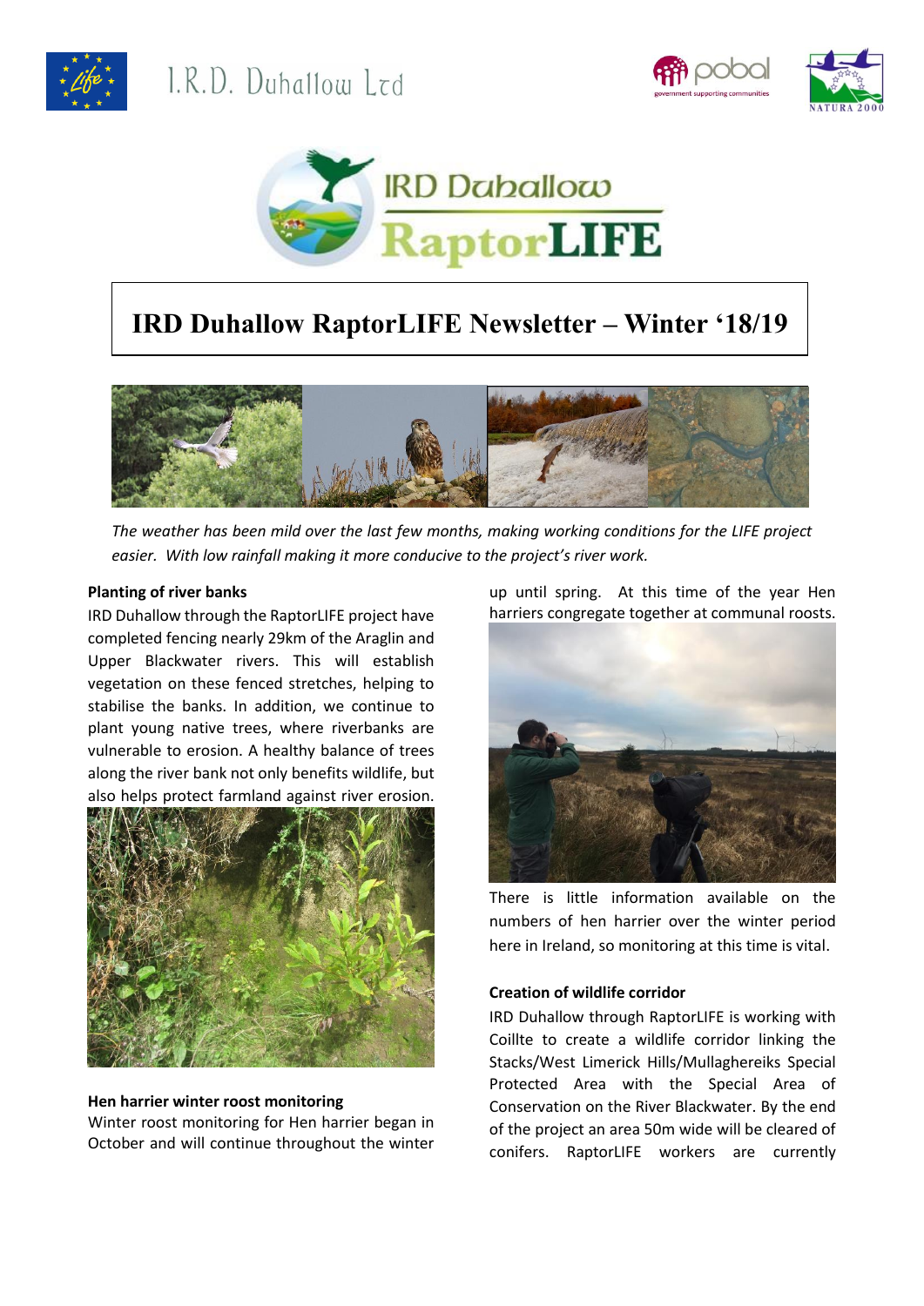I.R.D. Duhallow Ltd

IRD Duhallow RaptorLIFE

# IRD Duhallow RaptorLIFE Newsletter – Winter '18/19

*The weather has been mild over the last few months, making working conditions for the LIFE project easier. With low rainfall making it more conducive to the project's river work.*

**Planting of river banks**

IRD Duhallow through the RaptorLIFE project have completed fencing nearly 29km of the Araglin and Upper Blackwater rivers. This will establish vegetation on these fenced stretches, helping to stabilise the banks. In addition, we continue to plant young native trees, where riverbanks are vulnerable to erosion. A healthy balance of trees along the river bank not only benefits wildlife, but also helps protect farmland against river erosion.

**Hen harrier winter roost monitoring**

Winter roost monitoring for Hen harrier began in October and will continue throughout the winter up until spring. At this time of the year Hen harriers congregate together at communal roosts.

There is little information available on the numbers of hen harrier over the winter period here in Ireland, so monitoring at this time is vital.

**Creation of wildlife corridor**

IRD Duhallow through RaptorLIFE is working with Coillte to create a wildlife corridor linking the Stacks/West Limerick Hills/Mullaghereiks Special Protected Area with the Special Area of Conservation on the River Blackwater. By the end of the project an area 50m wide will be cleared of conifers. RaptorLIFE workers are currently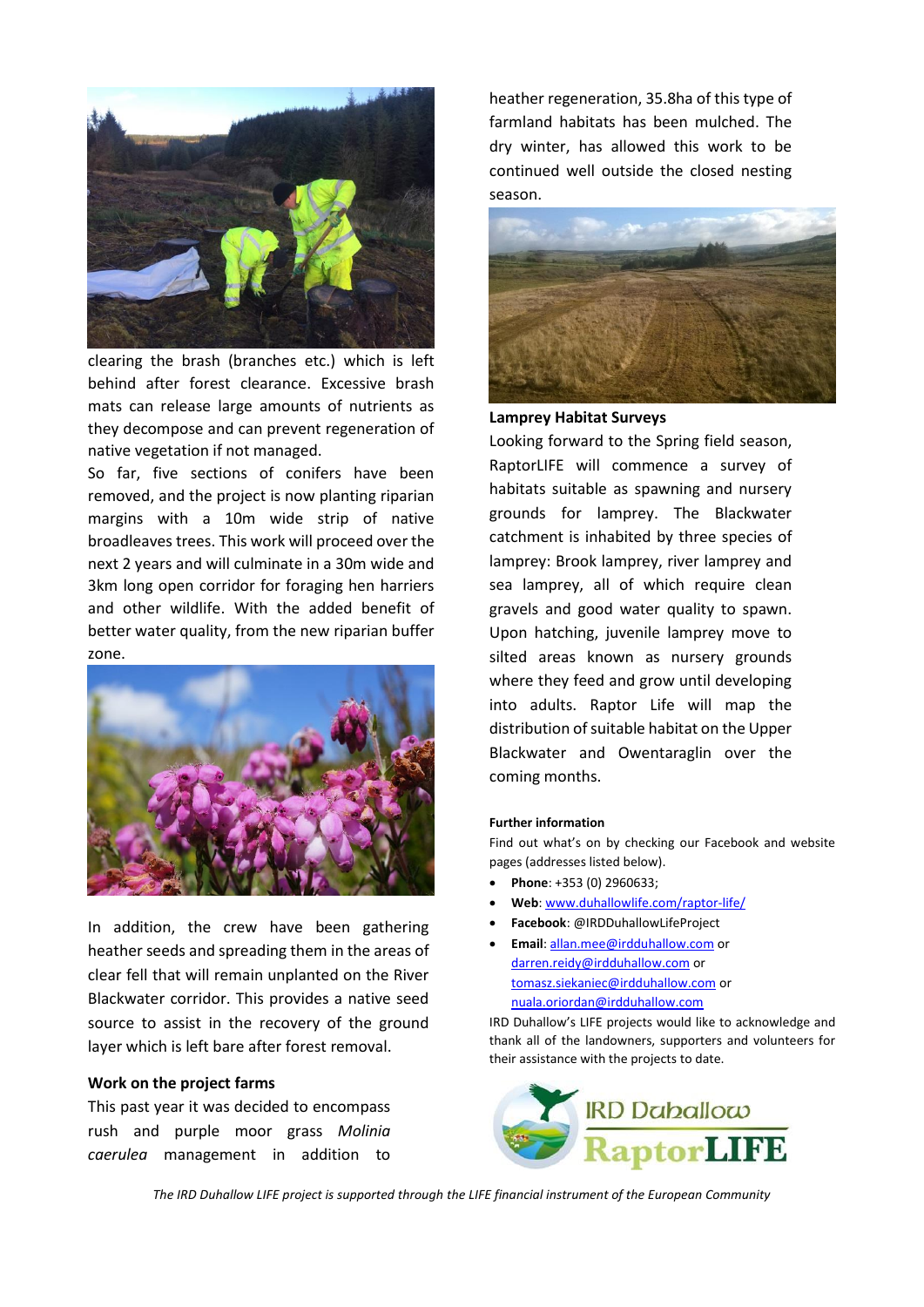clearing the brash (branches etc.) which is left behind after forest clearance. Excessive brash mats can release large amounts of nutrients as they decompose and can prevent regeneration of native vegetation if not managed.

So far, five sections of conifers have been removed, and the project is now planting riparian margins with a 10m wide strip of native broadleaves trees. This work will proceed over the next 2 years and will culminate in a 30m wide and 3km long open corridor for foraging hen harriers and other wildlife. With the added benefit of better water quality, from the new riparian buffer zone.

In addition, the crew have been gathering heather seeds and spreading them in the areas of clear fell that will remain unplanted on the River Blackwater corridor. This provides a native seed source to assist in the recovery of the ground layer which is left bare after forest removal.

**Work on the project farms**

This past year it was decided to encompass rush and purple moor grass *Molinia caerulea* management in addition to heather regeneration, 35.8ha of this type of farmland habitats has been mulched. The dry winter, has allowed this work to be continued well outside the closed nesting season.

**Lamprey Habitat Surveys**

Looking forward to the Spring field season, RaptorLIFE will commence a survey of habitats suitable as spawning and nursery grounds for lamprey. The Blackwater catchment is inhabited by three species of lamprey: Brook lamprey, river lamprey and sea lamprey, all of which require clean gravels and good water quality to spawn. Upon hatching, juvenile lamprey move to silted areas known as nursery grounds where they feed and grow until developing into adults. Raptor Life will map the distribution of suitable habitat on the Upper Blackwater and Owentaraglin over the coming months.

**Further information**

Find out what's on by checking our Facebook and website pages (addresses listed below).

- **Phone**: +353 (0) 2960633;
- **Web**: www.duhallowlife.com/raptor-life/
- **Facebook**: @IRDDuhallowLifeProject
- **Email**: allan.mee@irdduhallow.com or darren.reidy@irdduhallow.com or tomasz.siekaniec@irdduhallow.com or nuala.oriordan@irdduhallow.com

IRD Duhallow's LIFE projects would like to acknowledge and thank all of the landowners, supporters and volunteers for their assistance with the projects to date.

IRD Duhallow RaptorLIFE

*The IRD Duhallow LIFE project is supported through the LIFE financial instrument of the European Community*